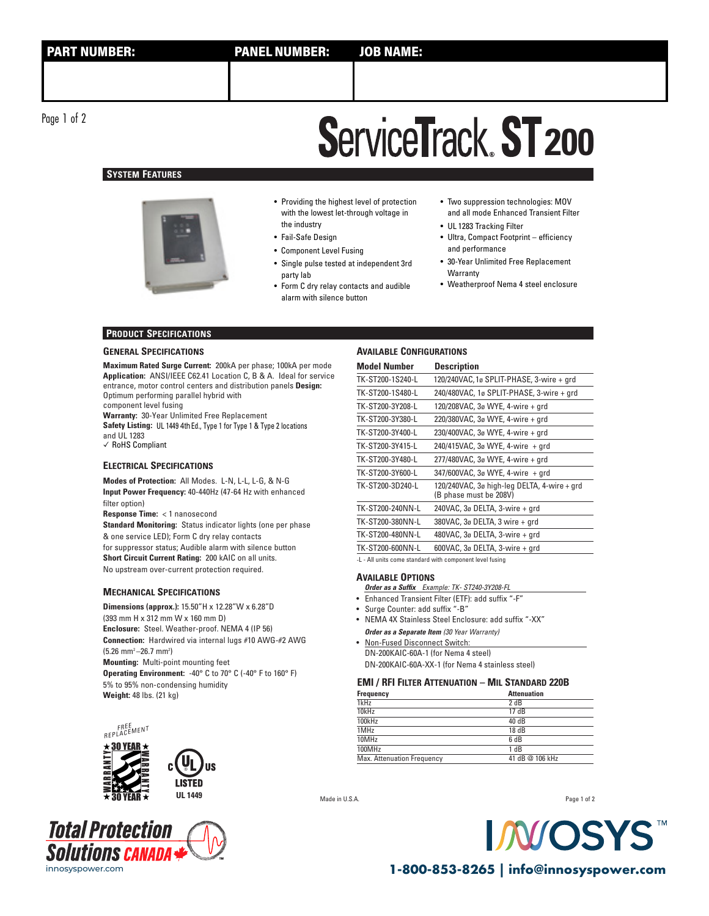| PART NUMBER: | PANEL NUMBER: | JOB NAME: |
| --- | --- | --- |
| | | |

# ServiceTrack® ST200

## System Features

- Providing the highest level of protection with the lowest let-through voltage in the industry
- Fail-Safe Design
- Component Level Fusing
- Single pulse tested at independent 3rd party lab
- Form C dry relay contacts and audible alarm with silence button
- Two suppression technologies: MOV and all mode Enhanced Transient Filter
- UL 1283 Tracking Filter
- Ultra, Compact Footprint – efficiency and performance
- 30-Year Unlimited Free Replacement Warranty
- Weatherproof Nema 4 steel enclosure

## Product Specifications

### General Specifications

**Maximum Rated Surge Current:** 200kA per phase; 100kA per mode
**Application:** ANSI/IEEE C62.41 Location C, B & A. Ideal for service entrance, motor control centers and distribution panels **Design:** Optimum performing parallel hybrid with component level fusing
**Warranty:** 30-Year Unlimited Free Replacement
**Safety Listing:** UL 1449 4th Ed., Type 1 for Type 1 & Type 2 locations and UL 1283
✓ RoHS Compliant

### Electrical Specifications

**Modes of Protection:** All Modes. L-N, L-L, L-G, & N-G
**Input Power Frequency:** 40-440Hz (47-64 Hz with enhanced filter option)
**Response Time:** < 1 nanosecond
**Standard Monitoring:** Status indicator lights (one per phase & one service LED); Form C dry relay contacts for suppressor status; Audible alarm with silence button
**Short Circuit Current Rating:** 200 kAIC on all units. No upstream over-current protection required.

### Mechanical Specifications

**Dimensions (approx.):** 15.50"H x 12.28"W x 6.28"D (393 mm H x 312 mm W x 160 mm D)
**Enclosure:** Steel. Weather-proof. NEMA 4 (IP 56)
**Connection:** Hardwired via internal lugs #10 AWG-#2 AWG ($5.26\ mm^2$–$26.7\ mm^2$)
**Mounting:** Multi-point mounting feet
**Operating Environment:** -40° C to 70° C (-40° F to 160° F) 5% to 95% non-condensing humidity
**Weight:** 48 lbs. (21 kg)

FREE REPLACEMENT ★ 30 YEAR ★ WARRANTY

c UL US LISTED UL 1449

### Available Configurations

| Model Number | Description |
| --- | --- |
| TK-ST200-1S240-L | 120/240VAC, 1ø SPLIT-PHASE, 3-wire + grd |
| TK-ST200-1S480-L | 240/480VAC, 1ø SPLIT-PHASE, 3-wire + grd |
| TK-ST200-3Y208-L | 120/208VAC, 3ø WYE, 4-wire + grd |
| TK-ST200-3Y380-L | 220/380VAC, 3ø WYE, 4-wire + grd |
| TK-ST200-3Y400-L | 230/400VAC, 3ø WYE, 4-wire + grd |
| TK-ST200-3Y415-L | 240/415VAC, 3ø WYE, 4-wire + grd |
| TK-ST200-3Y480-L | 277/480VAC, 3ø WYE, 4-wire + grd |
| TK-ST200-3Y600-L | 347/600VAC, 3ø WYE, 4-wire + grd |
| TK-ST200-3D240-L | 120/240VAC, 3ø high-leg DELTA, 4-wire + grd (B phase must be 208V) |
| TK-ST200-240NN-L | 240VAC, 3ø DELTA, 3-wire + grd |
| TK-ST200-380NN-L | 380VAC, 3ø DELTA, 3 wire + grd |
| TK-ST200-480NN-L | 480VAC, 3ø DELTA, 3-wire + grd |
| TK-ST200-600NN-L | 600VAC, 3ø DELTA, 3-wire + grd |

-L - All units come standard with component level fusing

### Available Options

***Order as a Suffix*** *Example: TK- ST240-3Y208-FL*

- Enhanced Transient Filter (ETF): add suffix "-F"
- Surge Counter: add suffix "-B"
- NEMA 4X Stainless Steel Enclosure: add suffix "-XX"

***Order as a Separate Item*** *(30 Year Warranty)*

- Non-Fused Disconnect Switch:
  DN-200KAIC-60A-1 (for Nema 4 steel)
  DN-200KAIC-60A-XX-1 (for Nema 4 stainless steel)

### EMI / RFI Filter Attenuation – Mil Standard 220B

| Frequency | Attenuation |
| --- | --- |
| 1kHz | 2 dB |
| 10kHz | 17 dB |
| 100kHz | 40 dB |
| 1MHz | 18 dB |
| 10MHz | 6 dB |
| 100MHz | 1 dB |
| Max. Attenuation Frequency | 41 dB @ 106 kHz |

Made in U.S.A.

Total Protection Solutions CANADA
innosyspower.com

INNOSYS™
1-800-853-8265 | info@innosyspower.com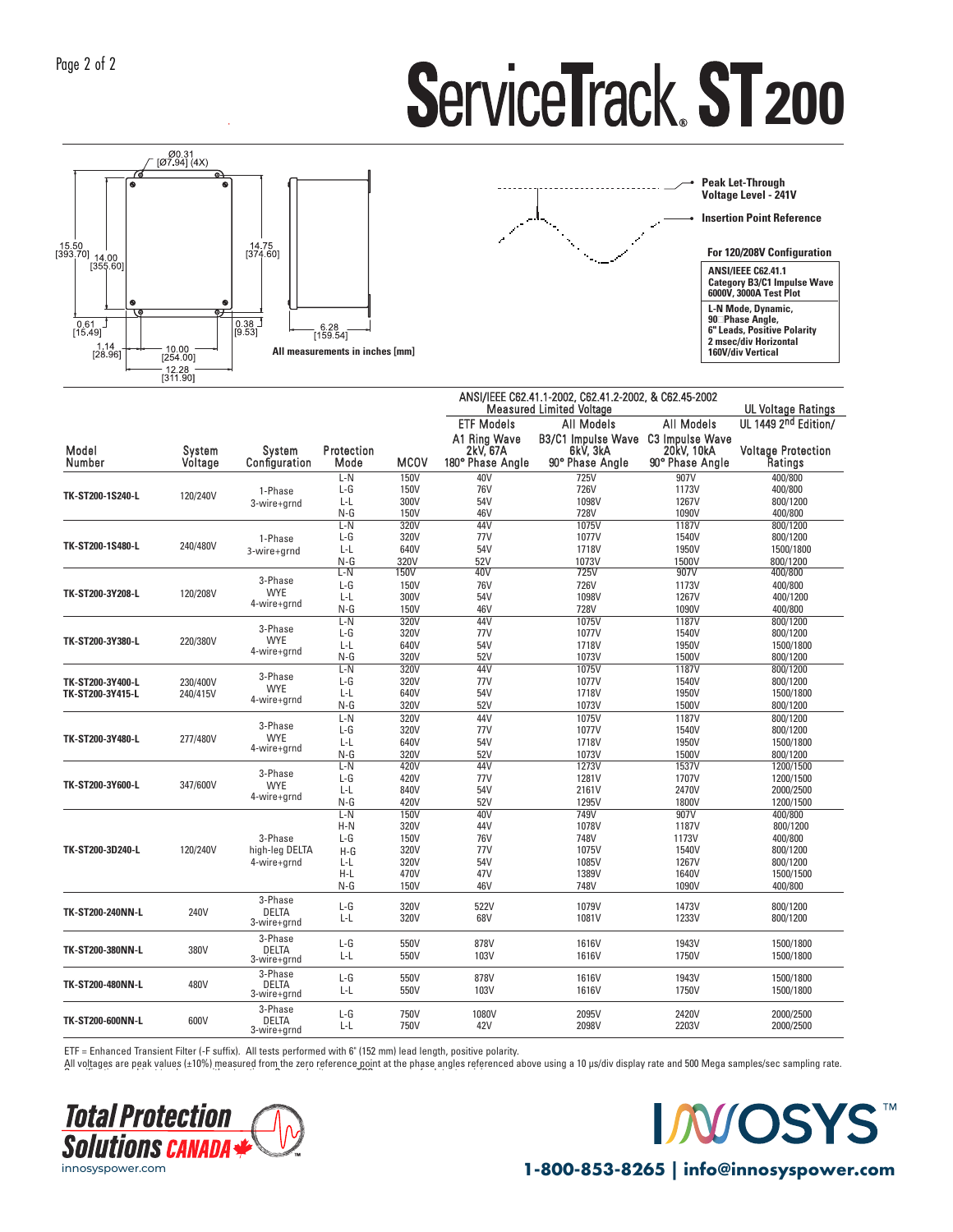# ServiceTrack® ST200

Ø0.31 [Ø7.94] (4X)

15.50 [393.70]

14.00 [355.60]

14.75 [374.60]

0.61 [15.49]

1.14 [28.96]

10.00 [254.00]

12.28 [311.90]

0.38 [9.53]

6.28 [159.54]

All measurements in inches [mm]

Peak Let-Through Voltage Level - 241V

Insertion Point Reference

**For 120/208V Configuration**

**ANSI/IEEE C62.41.1 Category B3/C1 Impulse Wave 6000V, 3000A Test Plot**

**L-N Mode, Dynamic, 90° Phase Angle, 6" Leads, Positive Polarity 2 msec/div Horizontal 160V/div Vertical**

| | | | | | ANSI/IEEE C62.41.1-2002, C62.41.2-2002, & C62.45-2002 Measured Limited Voltage | | | UL Voltage Ratings |
|---|---|---|---|---|---|---|---|---|
| | | | | | ETF Models | All Models | All Models | UL 1449 2nd Edition/ |
| Model Number | System Voltage | System Configuration | Protection Mode | MCOV | A1 Ring Wave 2kV, 67A 180° Phase Angle | B3/C1 Impulse Wave 6kV, 3kA 90° Phase Angle | C3 Impulse Wave 20kV, 10kA 90° Phase Angle | Voltage Protection Ratings |
| TK-ST200-1S240-L | 120/240V | 1-Phase 3-wire+grnd | L-N | 150V | 40V | 725V | 907V | 400/800 |
| | | | L-G | 150V | 76V | 726V | 1173V | 400/800 |
| | | | L-L | 300V | 54V | 1098V | 1267V | 800/1200 |
| | | | N-G | 150V | 46V | 728V | 1090V | 400/800 |
| TK-ST200-1S480-L | 240/480V | 1-Phase 3-wire+grnd | L-N | 320V | 44V | 1075V | 1187V | 800/1200 |
| | | | L-G | 320V | 77V | 1077V | 1540V | 800/1200 |
| | | | L-L | 640V | 54V | 1718V | 1950V | 1500/1800 |
| | | | N-G | 320V | 52V | 1073V | 1500V | 800/1200 |
| TK-ST200-3Y208-L | 120/208V | 3-Phase WYE 4-wire+grnd | L-N | 150V | 40V | 725V | 907V | 400/800 |
| | | | L-G | 150V | 76V | 726V | 1173V | 400/800 |
| | | | L-L | 300V | 54V | 1098V | 1267V | 400/1200 |
| | | | N-G | 150V | 46V | 728V | 1090V | 400/800 |
| TK-ST200-3Y380-L | 220/380V | 3-Phase WYE 4-wire+grnd | L-N | 320V | 44V | 1075V | 1187V | 800/1200 |
| | | | L-G | 320V | 77V | 1077V | 1540V | 800/1200 |
| | | | L-L | 640V | 54V | 1718V | 1950V | 1500/1800 |
| | | | N-G | 320V | 52V | 1073V | 1500V | 800/1200 |
| TK-ST200-3Y400-L TK-ST200-3Y415-L | 230/400V 240/415V | 3-Phase WYE 4-wire+grnd | L-N | 320V | 44V | 1075V | 1187V | 800/1200 |
| | | | L-G | 320V | 77V | 1077V | 1540V | 800/1200 |
| | | | L-L | 640V | 54V | 1718V | 1950V | 1500/1800 |
| | | | N-G | 320V | 52V | 1073V | 1500V | 800/1200 |
| TK-ST200-3Y480-L | 277/480V | 3-Phase WYE 4-wire+grnd | L-N | 320V | 44V | 1075V | 1187V | 800/1200 |
| | | | L-G | 320V | 77V | 1077V | 1540V | 800/1200 |
| | | | L-L | 640V | 54V | 1718V | 1950V | 1500/1800 |
| | | | N-G | 320V | 52V | 1073V | 1500V | 800/1200 |
| TK-ST200-3Y600-L | 347/600V | 3-Phase WYE 4-wire+grnd | L-N | 420V | 44V | 1273V | 1537V | 1200/1500 |
| | | | L-G | 420V | 77V | 1281V | 1707V | 1200/1500 |
| | | | L-L | 840V | 54V | 2161V | 2470V | 2000/2500 |
| | | | N-G | 420V | 52V | 1295V | 1800V | 1200/1500 |
| TK-ST200-3D240-L | 120/240V | 3-Phase high-leg DELTA 4-wire+grnd | L-N | 150V | 40V | 749V | 907V | 400/800 |
| | | | H-N | 320V | 44V | 1078V | 1187V | 800/1200 |
| | | | L-G | 150V | 76V | 748V | 1173V | 400/800 |
| | | | H-G | 320V | 77V | 1075V | 1540V | 800/1200 |
| | | | L-L | 320V | 54V | 1085V | 1267V | 800/1200 |
| | | | H-L | 470V | 47V | 1389V | 1640V | 1500/1500 |
| | | | N-G | 150V | 46V | 748V | 1090V | 400/800 |
| TK-ST200-240NN-L | 240V | 3-Phase DELTA 3-wire+grnd | L-G | 320V | 522V | 1079V | 1473V | 800/1200 |
| | | | L-L | 320V | 68V | 1081V | 1233V | 800/1200 |
| TK-ST200-380NN-L | 380V | 3-Phase DELTA 3-wire+grnd | L-G | 550V | 878V | 1616V | 1943V | 1500/1800 |
| | | | L-L | 550V | 103V | 1616V | 1750V | 1500/1800 |
| TK-ST200-480NN-L | 480V | 3-Phase DELTA 3-wire+grnd | L-G | 550V | 878V | 1616V | 1943V | 1500/1800 |
| | | | L-L | 550V | 103V | 1616V | 1750V | 1500/1800 |
| TK-ST200-600NN-L | 600V | 3-Phase DELTA 3-wire+grnd | L-G | 750V | 1080V | 2095V | 2420V | 2000/2500 |
| | | | L-L | 750V | 42V | 2098V | 2203V | 2000/2500 |

ETF = Enhanced Transient Filter (-F suffix). All tests performed with 6" (152 mm) lead length, positive polarity.

All voltages are peak values (±10%) measured from the zero reference point at the phase angles referenced above using a 10 µs/div display rate and 500 Mega samples/sec sampling rate.

Total Protection Solutions CANADA

innosyspower.com

INNOSYS™

1-800-853-8265 | info@innosyspower.com